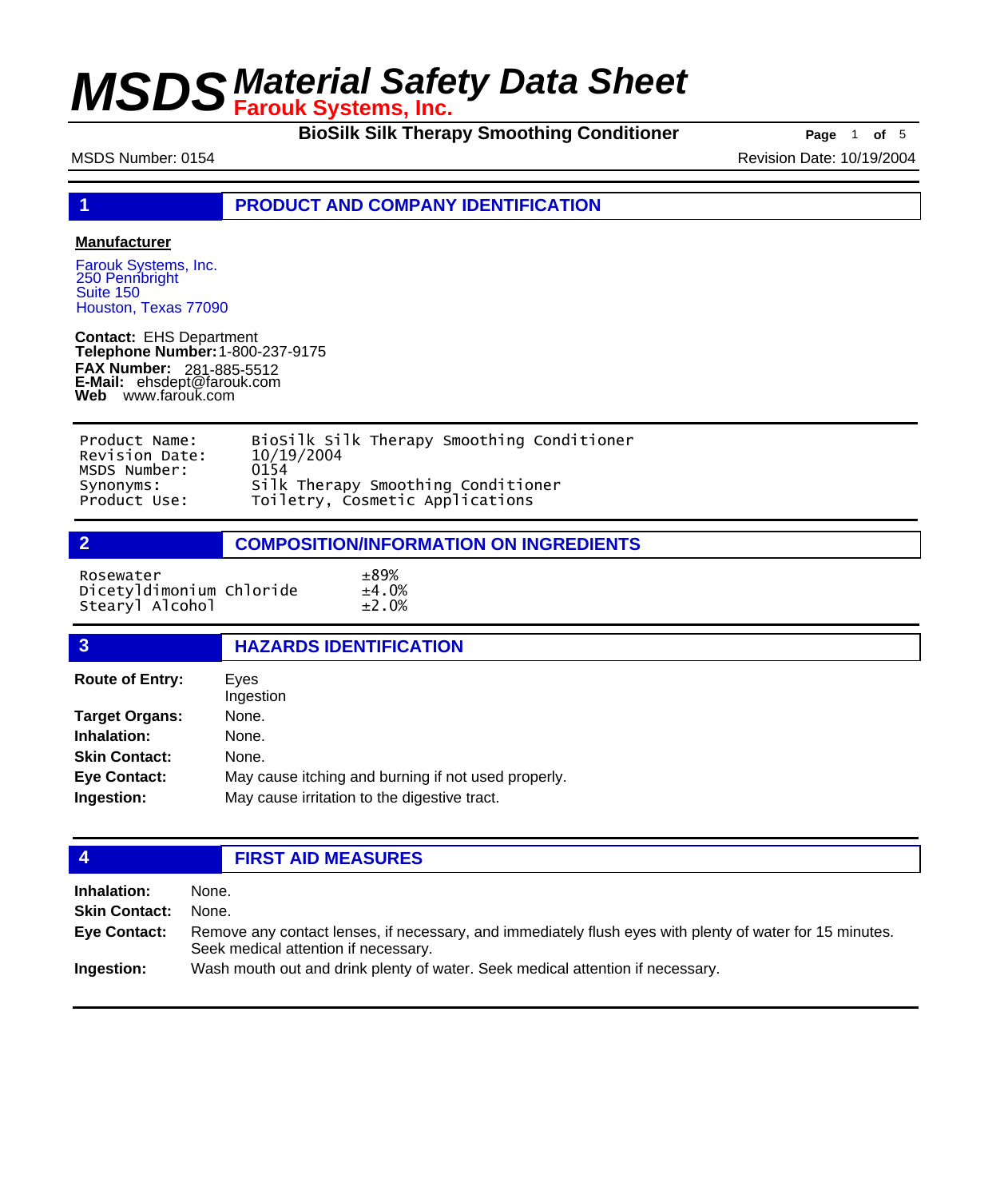# MSDS Material Safety Data Sheet

**Farouk Systems, Inc.**

**BioSilk Silk Therapy Smoothing Conditioner**

MSDS Number: 0154

Revision Date: 10/19/2004

## 1 PRODUCT AND COMPANY IDENTIFICATION

**Manufacturer**

Farouk Systems, Inc.
250 Pennbright
Suite 150
Houston, Texas 77090

**Contact:** EHS Department
**Telephone Number:** 1-800-237-9175
**FAX Number:** 281-885-5512
**E-Mail:** ehsdept@farouk.com
**Web** www.farouk.com

| | |
|---|---|
| Product Name: | BioSilk Silk Therapy Smoothing Conditioner |
| Revision Date: | 10/19/2004 |
| MSDS Number: | 0154 |
| Synonyms: | Silk Therapy Smoothing Conditioner |
| Product Use: | Toiletry, Cosmetic Applications |

## 2 COMPOSITION/INFORMATION ON INGREDIENTS

| | |
|---|---|
| Rosewater | ±89% |
| Dicetyldimonium Chloride | ±4.0% |
| Stearyl Alcohol | ±2.0% |

## 3 HAZARDS IDENTIFICATION

**Route of Entry:** Eyes
Ingestion

**Target Organs:** None.

**Inhalation:** None.

**Skin Contact:** None.

**Eye Contact:** May cause itching and burning if not used properly.

**Ingestion:** May cause irritation to the digestive tract.

## 4 FIRST AID MEASURES

**Inhalation:** None.

**Skin Contact:** None.

**Eye Contact:** Remove any contact lenses, if necessary, and immediately flush eyes with plenty of water for 15 minutes. Seek medical attention if necessary.

**Ingestion:** Wash mouth out and drink plenty of water. Seek medical attention if necessary.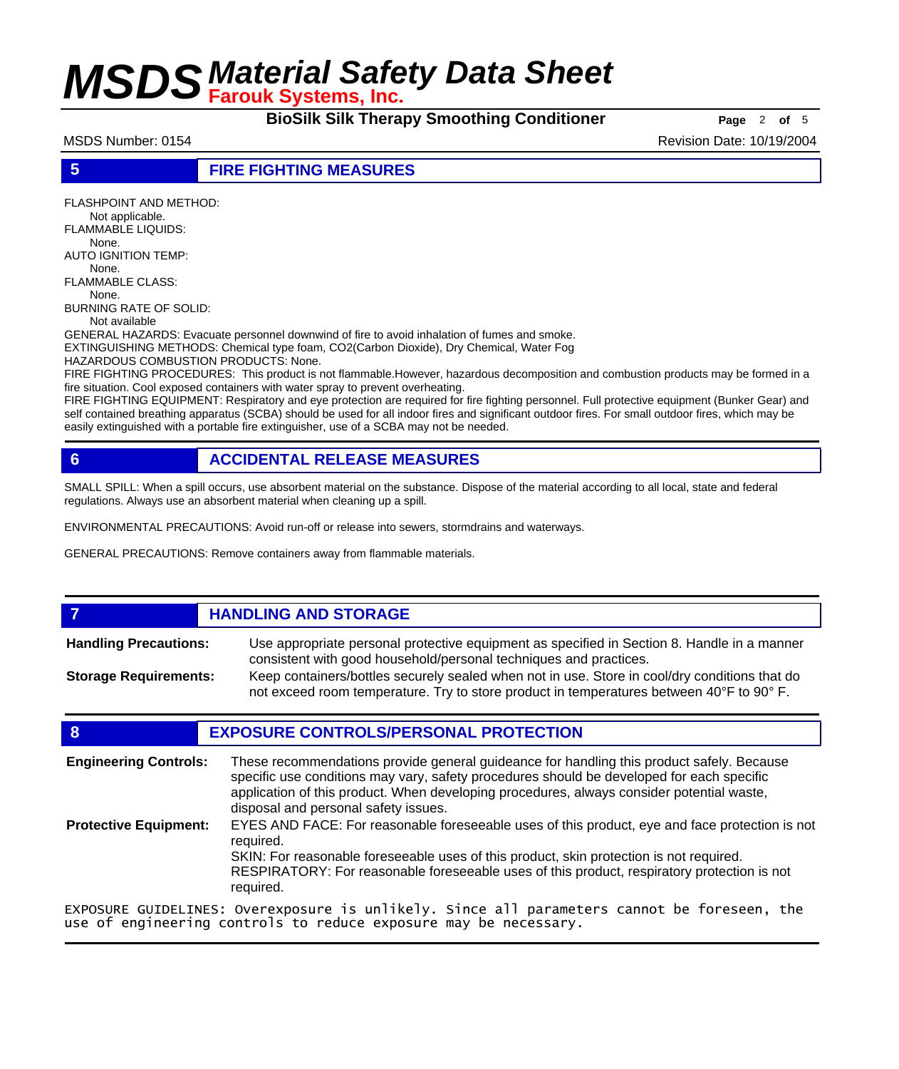## 5 FIRE FIGHTING MEASURES

FLASHPOINT AND METHOD:
Not applicable.
FLAMMABLE LIQUIDS:
None.
AUTO IGNITION TEMP:
None.
FLAMMABLE CLASS:
None.
BURNING RATE OF SOLID:
Not available
GENERAL HAZARDS: Evacuate personnel downwind of fire to avoid inhalation of fumes and smoke.
EXTINGUISHING METHODS: Chemical type foam, $CO_2$(Carbon Dioxide), Dry Chemical, Water Fog
HAZARDOUS COMBUSTION PRODUCTS: None.
FIRE FIGHTING PROCEDURES: This product is not flammable.However, hazardous decomposition and combustion products may be formed in a fire situation. Cool exposed containers with water spray to prevent overheating.
FIRE FIGHTING EQUIPMENT: Respiratory and eye protection are required for fire fighting personnel. Full protective equipment (Bunker Gear) and self contained breathing apparatus (SCBA) should be used for all indoor fires and significant outdoor fires. For small outdoor fires, which may be easily extinguished with a portable fire extinguisher, use of a SCBA may not be needed.

## 6 ACCIDENTAL RELEASE MEASURES

SMALL SPILL: When a spill occurs, use absorbent material on the substance. Dispose of the material according to all local, state and federal regulations. Always use an absorbent material when cleaning up a spill.

ENVIRONMENTAL PRECAUTIONS: Avoid run-off or release into sewers, stormdrains and waterways.

GENERAL PRECAUTIONS: Remove containers away from flammable materials.

## 7 HANDLING AND STORAGE

**Handling Precautions:** Use appropriate personal protective equipment as specified in Section 8. Handle in a manner consistent with good household/personal techniques and practices.

**Storage Requirements:** Keep containers/bottles securely sealed when not in use. Store in cool/dry conditions that do not exceed room temperature. Try to store product in temperatures between 40°F to 90° F.

## 8 EXPOSURE CONTROLS/PERSONAL PROTECTION

**Engineering Controls:** These recommendations provide general guideance for handling this product safely. Because specific use conditions may vary, safety procedures should be developed for each specific application of this product. When developing procedures, always consider potential waste, disposal and personal safety issues.

**Protective Equipment:** EYES AND FACE: For reasonable foreseeable uses of this product, eye and face protection is not required.
SKIN: For reasonable foreseeable uses of this product, skin protection is not required.
RESPIRATORY: For reasonable foreseeable uses of this product, respiratory protection is not required.

EXPOSURE GUIDELINES: Overexposure is unlikely. Since all parameters cannot be foreseen, the use of engineering controls to reduce exposure may be necessary.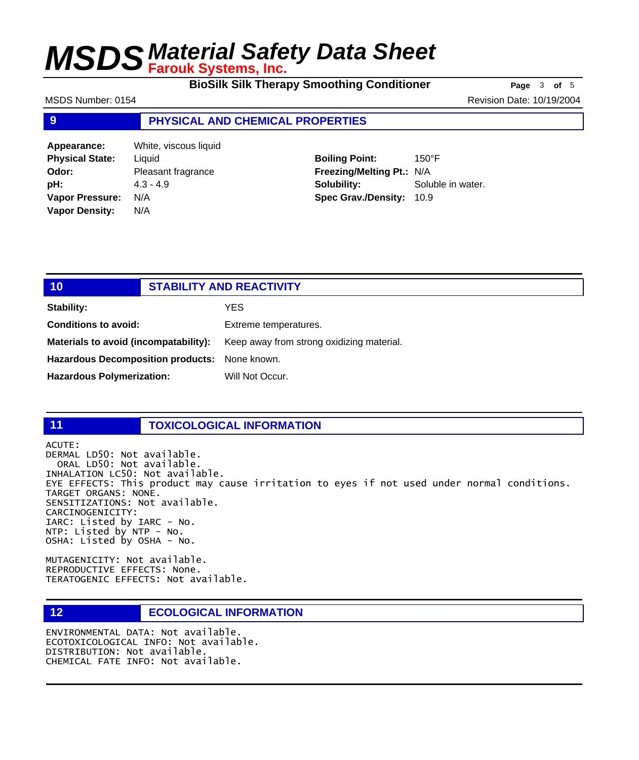## 9 PHYSICAL AND CHEMICAL PROPERTIES

| | | | |
|---|---|---|---|
| **Appearance:** | White, viscous liquid | | |
| **Physical State:** | Liquid | **Boiling Point:** | 150°F |
| **Odor:** | Pleasant fragrance | **Freezing/Melting Pt.:** | N/A |
| **pH:** | 4.3 - 4.9 | **Solubility:** | Soluble in water. |
| **Vapor Pressure:** | N/A | **Spec Grav./Density:** | 10.9 |
| **Vapor Density:** | N/A | | |

## 10 STABILITY AND REACTIVITY

**Stability:** YES

**Conditions to avoid:** Extreme temperatures.

**Materials to avoid (incompatability):** Keep away from strong oxidizing material.

**Hazardous Decomposition products:** None known.

**Hazardous Polymerization:** Will Not Occur.

## 11 TOXICOLOGICAL INFORMATION

ACUTE:
DERMAL LD50: Not available.
ORAL LD50: Not available.
INHALATION LC50: Not available.
EYE EFFECTS: This product may cause irritation to eyes if not used under normal conditions.
TARGET ORGANS: NONE.
SENSITIZATIONS: Not available.
CARCINOGENICITY:
IARC: Listed by IARC - No.
NTP: Listed by NTP - No.
OSHA: Listed by OSHA - No.

MUTAGENICITY: Not available.
REPRODUCTIVE EFFECTS: None.
TERATOGENIC EFFECTS: Not available.

## 12 ECOLOGICAL INFORMATION

ENVIRONMENTAL DATA: Not available.
ECOTOXICOLOGICAL INFO: Not available.
DISTRIBUTION: Not available.
CHEMICAL FATE INFO: Not available.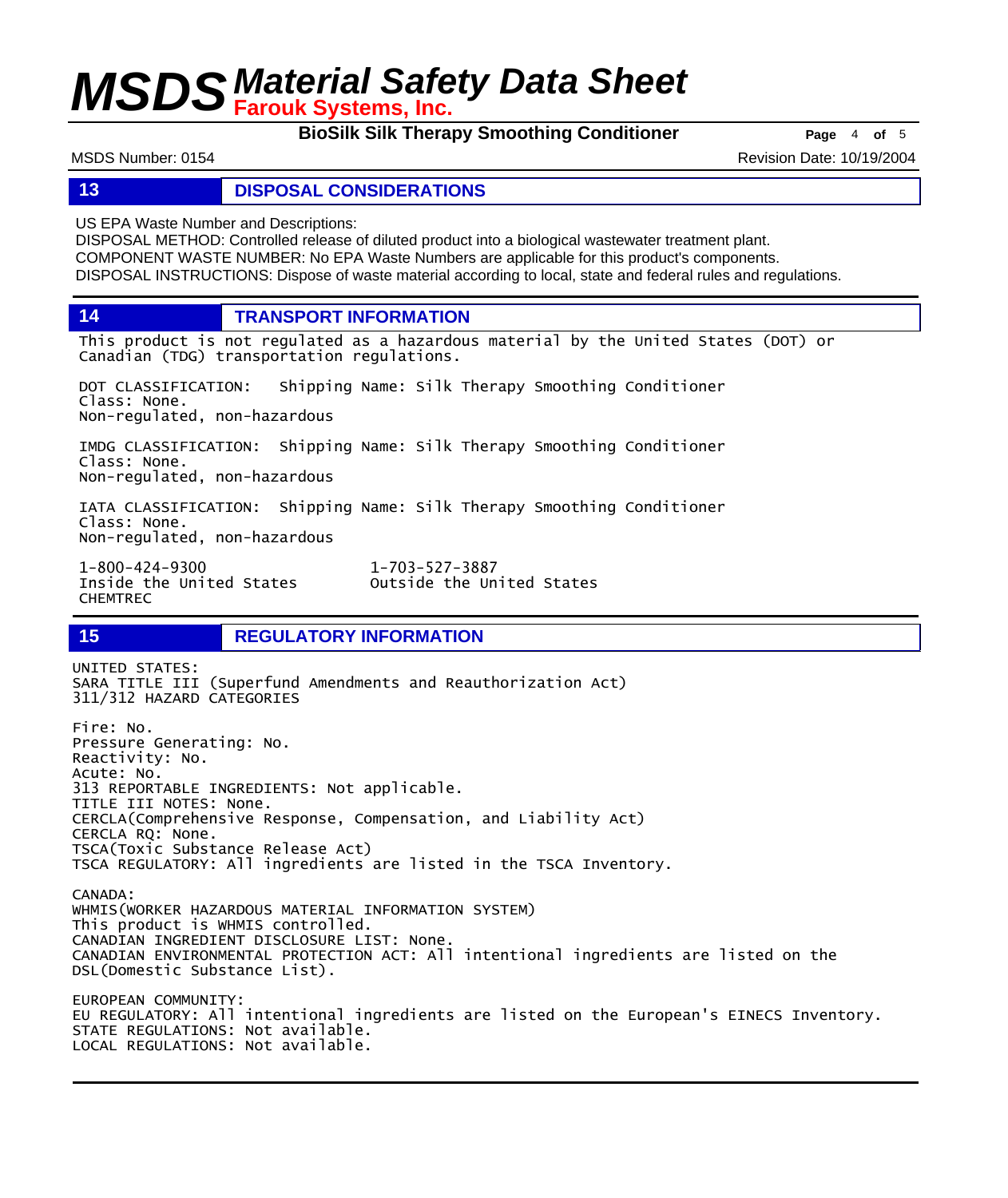## 13 DISPOSAL CONSIDERATIONS

US EPA Waste Number and Descriptions:
DISPOSAL METHOD: Controlled release of diluted product into a biological wastewater treatment plant.
COMPONENT WASTE NUMBER: No EPA Waste Numbers are applicable for this product's components.
DISPOSAL INSTRUCTIONS: Dispose of waste material according to local, state and federal rules and regulations.

## 14 TRANSPORT INFORMATION

This product is not regulated as a hazardous material by the United States (DOT) or Canadian (TDG) transportation regulations.

DOT CLASSIFICATION: Shipping Name: Silk Therapy Smoothing Conditioner
Class: None.
Non-regulated, non-hazardous

IMDG CLASSIFICATION: Shipping Name: Silk Therapy Smoothing Conditioner
Class: None.
Non-regulated, non-hazardous

IATA CLASSIFICATION: Shipping Name: Silk Therapy Smoothing Conditioner
Class: None.
Non-regulated, non-hazardous

1-800-424-9300 Inside the United States
1-703-527-3887 Outside the United States
CHEMTREC

## 15 REGULATORY INFORMATION

UNITED STATES:
SARA TITLE III (Superfund Amendments and Reauthorization Act)
311/312 HAZARD CATEGORIES

Fire: No.
Pressure Generating: No.
Reactivity: No.
Acute: No.
313 REPORTABLE INGREDIENTS: Not applicable.
TITLE III NOTES: None.
CERCLA(Comprehensive Response, Compensation, and Liability Act)
CERCLA RQ: None.
TSCA(Toxic Substance Release Act)
TSCA REGULATORY: All ingredients are listed in the TSCA Inventory.

CANADA:
WHMIS(WORKER HAZARDOUS MATERIAL INFORMATION SYSTEM)
This product is WHMIS controlled.
CANADIAN INGREDIENT DISCLOSURE LIST: None.
CANADIAN ENVIRONMENTAL PROTECTION ACT: All intentional ingredients are listed on the DSL(Domestic Substance List).

EUROPEAN COMMUNITY:
EU REGULATORY: All intentional ingredients are listed on the European's EINECS Inventory.
STATE REGULATIONS: Not available.
LOCAL REGULATIONS: Not available.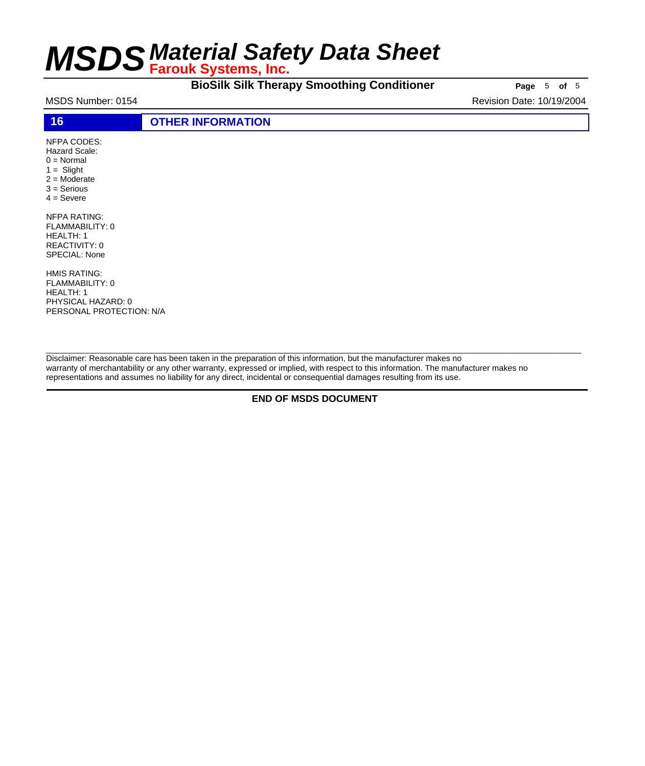## 16 OTHER INFORMATION

NFPA CODES:
Hazard Scale:
0 = Normal
1 = Slight
2 = Moderate
3 = Serious
4 = Severe

NFPA RATING:
FLAMMABILITY: 0
HEALTH: 1
REACTIVITY: 0
SPECIAL: None

HMIS RATING:
FLAMMABILITY: 0
HEALTH: 1
PHYSICAL HAZARD: 0
PERSONAL PROTECTION: N/A

---

Disclaimer: Reasonable care has been taken in the preparation of this information, but the manufacturer makes no warranty of merchantability or any other warranty, expressed or implied, with respect to this information. The manufacturer makes no representations and assumes no liability for any direct, incidental or consequential damages resulting from its use.

**END OF MSDS DOCUMENT**